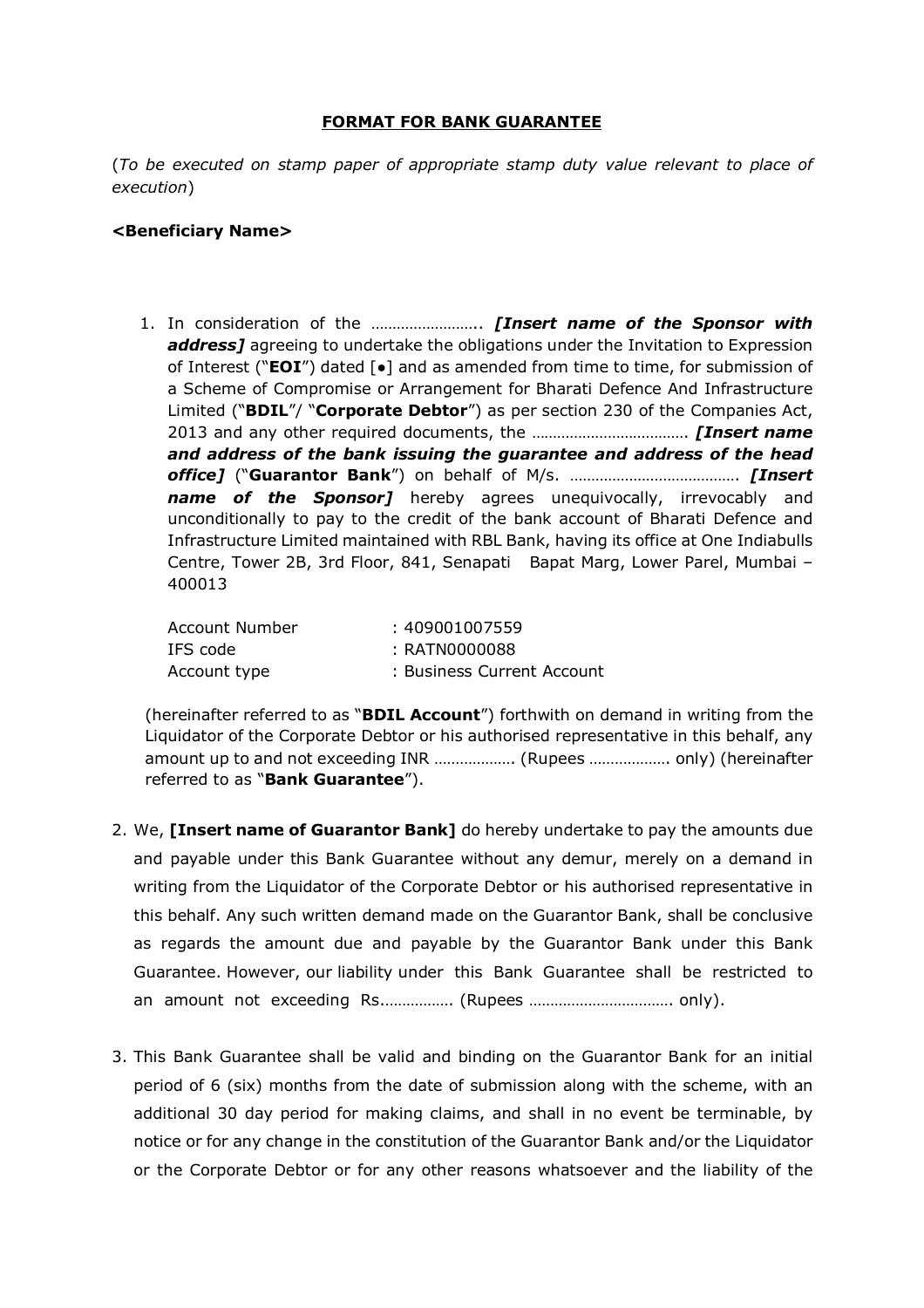**FORMAT FOR BANK GUARANTEE**

(*To be executed on stamp paper of appropriate stamp duty value relevant to place of execution*)

**<Beneficiary Name>**

1. In consideration of the …………………….. ***[Insert name of the Sponsor with address]*** agreeing to undertake the obligations under the Invitation to Expression of Interest ("**EOI**") dated [●] and as amended from time to time, for submission of a Scheme of Compromise or Arrangement for Bharati Defence And Infrastructure Limited ("**BDIL**"/ "**Corporate Debtor**") as per section 230 of the Companies Act, 2013 and any other required documents, the ……………………………… ***[Insert name and address of the bank issuing the guarantee and address of the head office]*** ("**Guarantor Bank**") on behalf of M/s. ………………………………… ***[Insert name of the Sponsor]*** hereby agrees unequivocally, irrevocably and unconditionally to pay to the credit of the bank account of Bharati Defence and Infrastructure Limited maintained with RBL Bank, having its office at One Indiabulls Centre, Tower 2B, 3rd Floor, 841, Senapati Bapat Marg, Lower Parel, Mumbai – 400013

   Account Number : 409001007559
   IFS code : RATN0000088
   Account type : Business Current Account

   (hereinafter referred to as "**BDIL Account**") forthwith on demand in writing from the Liquidator of the Corporate Debtor or his authorised representative in this behalf, any amount up to and not exceeding INR ……………… (Rupees ……………… only) (hereinafter referred to as "**Bank Guarantee**").

2. We, **[Insert name of Guarantor Bank]** do hereby undertake to pay the amounts due and payable under this Bank Guarantee without any demur, merely on a demand in writing from the Liquidator of the Corporate Debtor or his authorised representative in this behalf. Any such written demand made on the Guarantor Bank, shall be conclusive as regards the amount due and payable by the Guarantor Bank under this Bank Guarantee. However, our liability under this Bank Guarantee shall be restricted to an amount not exceeding Rs.……………. (Rupees ……………………………. only).

3. This Bank Guarantee shall be valid and binding on the Guarantor Bank for an initial period of 6 (six) months from the date of submission along with the scheme, with an additional 30 day period for making claims, and shall in no event be terminable, by notice or for any change in the constitution of the Guarantor Bank and/or the Liquidator or the Corporate Debtor or for any other reasons whatsoever and the liability of the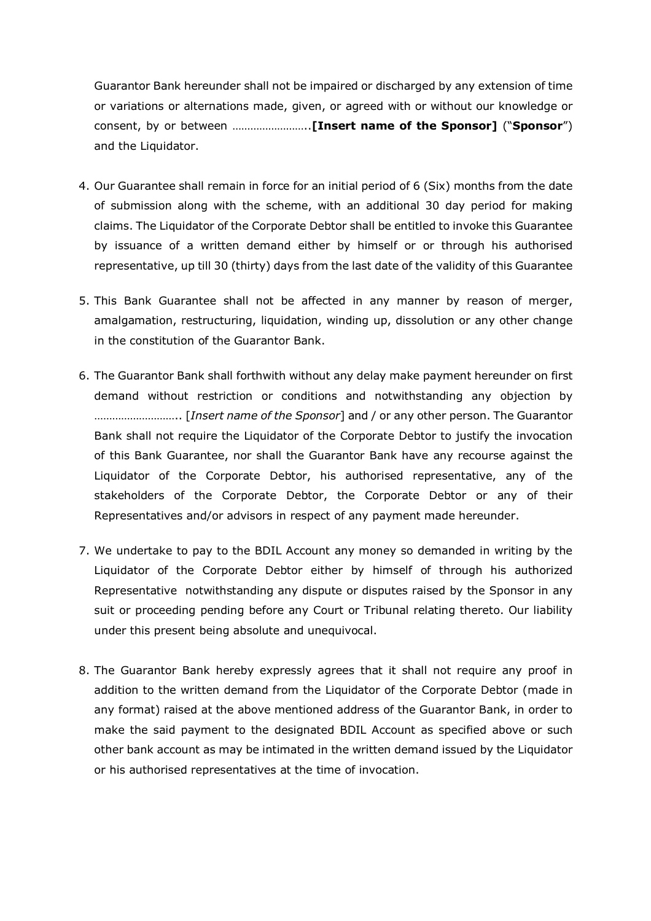Guarantor Bank hereunder shall not be impaired or discharged by any extension of time or variations or alternations made, given, or agreed with or without our knowledge or consent, by or between ……………………..**[Insert name of the Sponsor]** ("**Sponsor**") and the Liquidator.

4. Our Guarantee shall remain in force for an initial period of 6 (Six) months from the date of submission along with the scheme, with an additional 30 day period for making claims. The Liquidator of the Corporate Debtor shall be entitled to invoke this Guarantee by issuance of a written demand either by himself or or through his authorised representative, up till 30 (thirty) days from the last date of the validity of this Guarantee

5. This Bank Guarantee shall not be affected in any manner by reason of merger, amalgamation, restructuring, liquidation, winding up, dissolution or any other change in the constitution of the Guarantor Bank.

6. The Guarantor Bank shall forthwith without any delay make payment hereunder on first demand without restriction or conditions and notwithstanding any objection by ……………………….. [*Insert name of the Sponsor*] and / or any other person. The Guarantor Bank shall not require the Liquidator of the Corporate Debtor to justify the invocation of this Bank Guarantee, nor shall the Guarantor Bank have any recourse against the Liquidator of the Corporate Debtor, his authorised representative, any of the stakeholders of the Corporate Debtor, the Corporate Debtor or any of their Representatives and/or advisors in respect of any payment made hereunder.

7. We undertake to pay to the BDIL Account any money so demanded in writing by the Liquidator of the Corporate Debtor either by himself of through his authorized Representative notwithstanding any dispute or disputes raised by the Sponsor in any suit or proceeding pending before any Court or Tribunal relating thereto. Our liability under this present being absolute and unequivocal.

8. The Guarantor Bank hereby expressly agrees that it shall not require any proof in addition to the written demand from the Liquidator of the Corporate Debtor (made in any format) raised at the above mentioned address of the Guarantor Bank, in order to make the said payment to the designated BDIL Account as specified above or such other bank account as may be intimated in the written demand issued by the Liquidator or his authorised representatives at the time of invocation.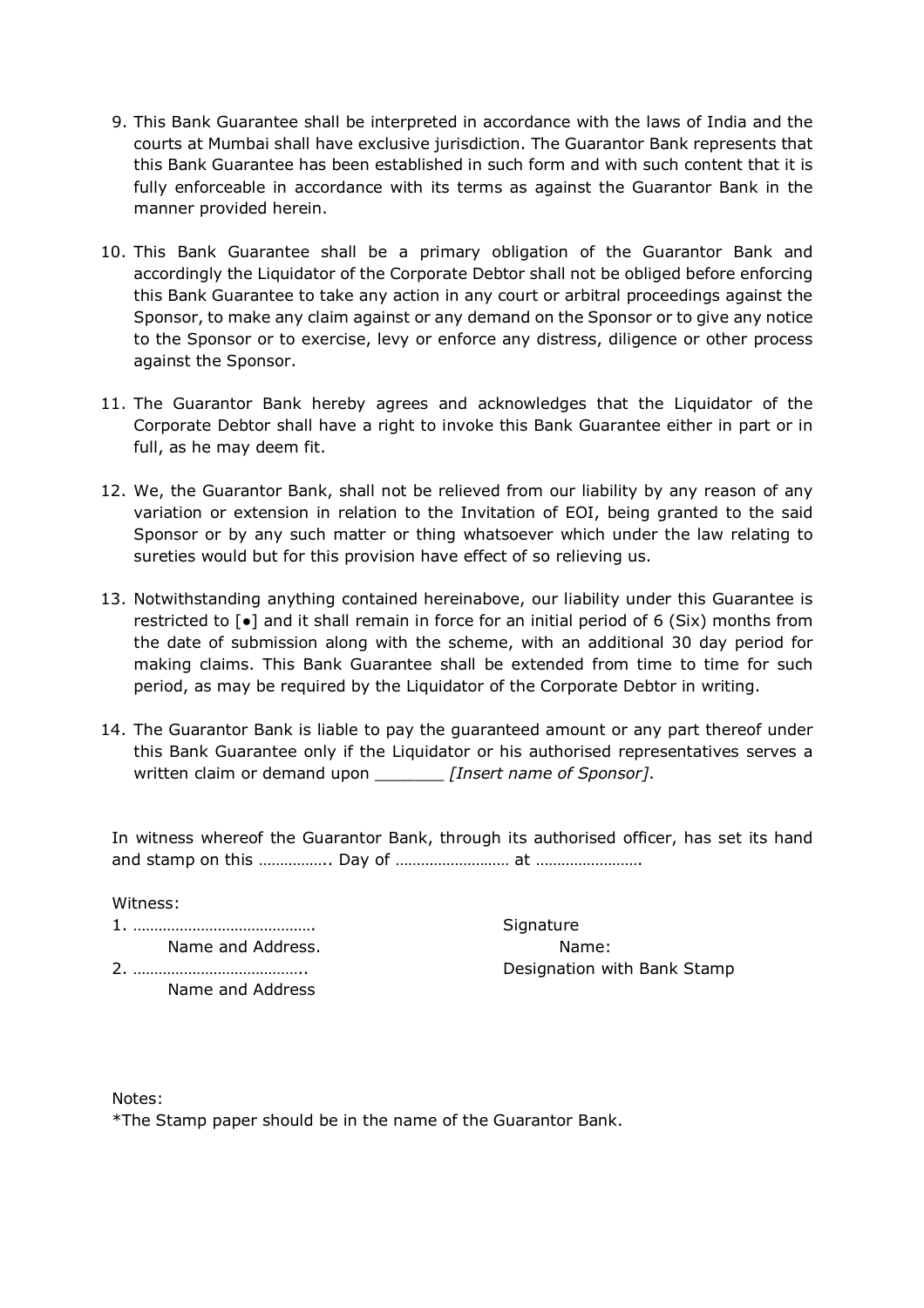9. This Bank Guarantee shall be interpreted in accordance with the laws of India and the courts at Mumbai shall have exclusive jurisdiction. The Guarantor Bank represents that this Bank Guarantee has been established in such form and with such content that it is fully enforceable in accordance with its terms as against the Guarantor Bank in the manner provided herein.

10. This Bank Guarantee shall be a primary obligation of the Guarantor Bank and accordingly the Liquidator of the Corporate Debtor shall not be obliged before enforcing this Bank Guarantee to take any action in any court or arbitral proceedings against the Sponsor, to make any claim against or any demand on the Sponsor or to give any notice to the Sponsor or to exercise, levy or enforce any distress, diligence or other process against the Sponsor.

11. The Guarantor Bank hereby agrees and acknowledges that the Liquidator of the Corporate Debtor shall have a right to invoke this Bank Guarantee either in part or in full, as he may deem fit.

12. We, the Guarantor Bank, shall not be relieved from our liability by any reason of any variation or extension in relation to the Invitation of EOI, being granted to the said Sponsor or by any such matter or thing whatsoever which under the law relating to sureties would but for this provision have effect of so relieving us.

13. Notwithstanding anything contained hereinabove, our liability under this Guarantee is restricted to [•] and it shall remain in force for an initial period of 6 (Six) months from the date of submission along with the scheme, with an additional 30 day period for making claims. This Bank Guarantee shall be extended from time to time for such period, as may be required by the Liquidator of the Corporate Debtor in writing.

14. The Guarantor Bank is liable to pay the guaranteed amount or any part thereof under this Bank Guarantee only if the Liquidator or his authorised representatives serves a written claim or demand upon _______ *[Insert name of Sponsor]*.

In witness whereof the Guarantor Bank, through its authorised officer, has set its hand and stamp on this …………….. Day of ……………………… at …………………….

Witness:

1. …………………………………….
   Name and Address.
2. …………………………………..
   Name and Address

Signature
Name:
Designation with Bank Stamp

Notes:
*The Stamp paper should be in the name of the Guarantor Bank.